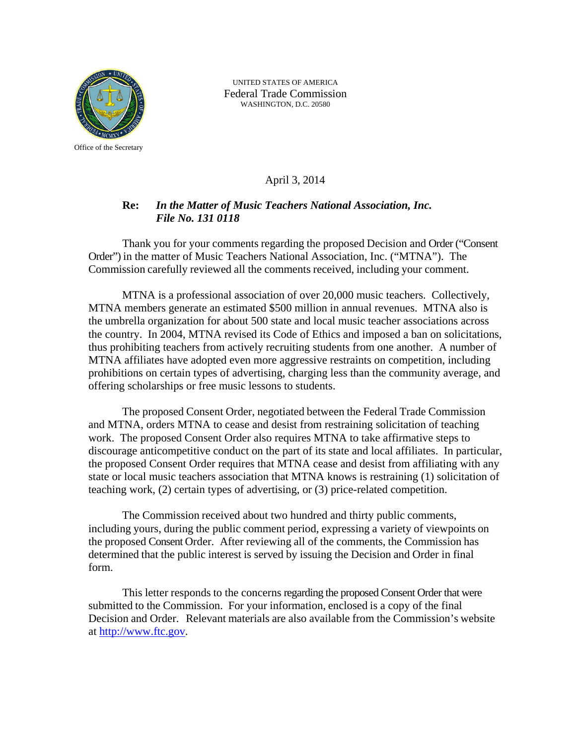UNITED STATES OF AMERICA
Federal Trade Commission
WASHINGTON, D.C. 20580

Office of the Secretary

April 3, 2014

**Re:** ***In the Matter of Music Teachers National Association, Inc.***
***File No. 131 0118***

Thank you for your comments regarding the proposed Decision and Order ("Consent Order") in the matter of Music Teachers National Association, Inc. ("MTNA"). The Commission carefully reviewed all the comments received, including your comment.

MTNA is a professional association of over 20,000 music teachers. Collectively, MTNA members generate an estimated $500 million in annual revenues. MTNA also is the umbrella organization for about 500 state and local music teacher associations across the country. In 2004, MTNA revised its Code of Ethics and imposed a ban on solicitations, thus prohibiting teachers from actively recruiting students from one another. A number of MTNA affiliates have adopted even more aggressive restraints on competition, including prohibitions on certain types of advertising, charging less than the community average, and offering scholarships or free music lessons to students.

The proposed Consent Order, negotiated between the Federal Trade Commission and MTNA, orders MTNA to cease and desist from restraining solicitation of teaching work. The proposed Consent Order also requires MTNA to take affirmative steps to discourage anticompetitive conduct on the part of its state and local affiliates. In particular, the proposed Consent Order requires that MTNA cease and desist from affiliating with any state or local music teachers association that MTNA knows is restraining (1) solicitation of teaching work, (2) certain types of advertising, or (3) price-related competition.

The Commission received about two hundred and thirty public comments, including yours, during the public comment period, expressing a variety of viewpoints on the proposed Consent Order. After reviewing all of the comments, the Commission has determined that the public interest is served by issuing the Decision and Order in final form.

This letter responds to the concerns regarding the proposed Consent Order that were submitted to the Commission. For your information, enclosed is a copy of the final Decision and Order. Relevant materials are also available from the Commission's website at http://www.ftc.gov.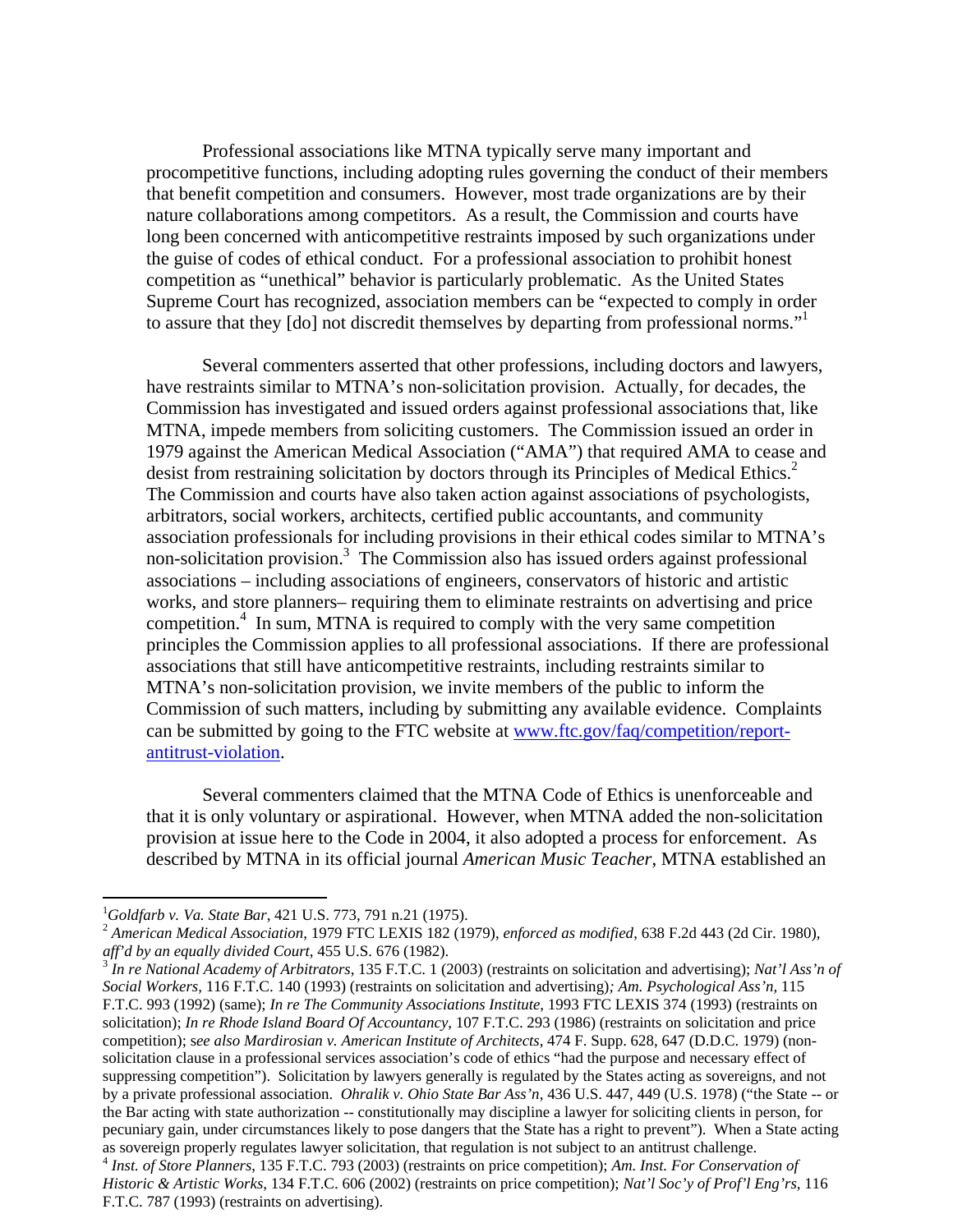Professional associations like MTNA typically serve many important and procompetitive functions, including adopting rules governing the conduct of their members that benefit competition and consumers. However, most trade organizations are by their nature collaborations among competitors. As a result, the Commission and courts have long been concerned with anticompetitive restraints imposed by such organizations under the guise of codes of ethical conduct. For a professional association to prohibit honest competition as "unethical" behavior is particularly problematic. As the United States Supreme Court has recognized, association members can be "expected to comply in order to assure that they [do] not discredit themselves by departing from professional norms."[1]

Several commenters asserted that other professions, including doctors and lawyers, have restraints similar to MTNA's non-solicitation provision. Actually, for decades, the Commission has investigated and issued orders against professional associations that, like MTNA, impede members from soliciting customers. The Commission issued an order in 1979 against the American Medical Association ("AMA") that required AMA to cease and desist from restraining solicitation by doctors through its Principles of Medical Ethics.[2] The Commission and courts have also taken action against associations of psychologists, arbitrators, social workers, architects, certified public accountants, and community association professionals for including provisions in their ethical codes similar to MTNA's non-solicitation provision.[3] The Commission also has issued orders against professional associations – including associations of engineers, conservators of historic and artistic works, and store planners– requiring them to eliminate restraints on advertising and price competition.[4] In sum, MTNA is required to comply with the very same competition principles the Commission applies to all professional associations. If there are professional associations that still have anticompetitive restraints, including restraints similar to MTNA's non-solicitation provision, we invite members of the public to inform the Commission of such matters, including by submitting any available evidence. Complaints can be submitted by going to the FTC website at [www.ftc.gov/faq/competition/report-antitrust-violation](www.ftc.gov/faq/competition/report-antitrust-violation).

Several commenters claimed that the MTNA Code of Ethics is unenforceable and that it is only voluntary or aspirational. However, when MTNA added the non-solicitation provision at issue here to the Code in 2004, it also adopted a process for enforcement. As described by MTNA in its official journal *American Music Teacher*, MTNA established an

---

[1] *Goldfarb v. Va. State Bar*, 421 U.S. 773, 791 n.21 (1975).

[2] *American Medical Association*, 1979 FTC LEXIS 182 (1979), *enforced as modified*, 638 F.2d 443 (2d Cir. 1980), *aff'd by an equally divided Court*, 455 U.S. 676 (1982).

[3] *In re National Academy of Arbitrators*, 135 F.T.C. 1 (2003) (restraints on solicitation and advertising); *Nat'l Ass'n of Social Workers*, 116 F.T.C. 140 (1993) (restraints on solicitation and advertising); *Am. Psychological Ass'n*, 115 F.T.C. 993 (1992) (same); *In re The Community Associations Institute*, 1993 FTC LEXIS 374 (1993) (restraints on solicitation); *In re Rhode Island Board Of Accountancy*, 107 F.T.C. 293 (1986) (restraints on solicitation and price competition); s*ee also Mardirosian v. American Institute of Architects*, 474 F. Supp. 628, 647 (D.D.C. 1979) (non-solicitation clause in a professional services association's code of ethics "had the purpose and necessary effect of suppressing competition"). Solicitation by lawyers generally is regulated by the States acting as sovereigns, and not by a private professional association. *Ohralik v. Ohio State Bar Ass'n*, 436 U.S. 447, 449 (U.S. 1978) ("the State -- or the Bar acting with state authorization -- constitutionally may discipline a lawyer for soliciting clients in person, for pecuniary gain, under circumstances likely to pose dangers that the State has a right to prevent"). When a State acting as sovereign properly regulates lawyer solicitation, that regulation is not subject to an antitrust challenge.

[4] *Inst. of Store Planners*, 135 F.T.C. 793 (2003) (restraints on price competition); *Am. Inst. For Conservation of Historic & Artistic Works*, 134 F.T.C. 606 (2002) (restraints on price competition); *Nat'l Soc'y of Prof'l Eng'rs*, 116 F.T.C. 787 (1993) (restraints on advertising).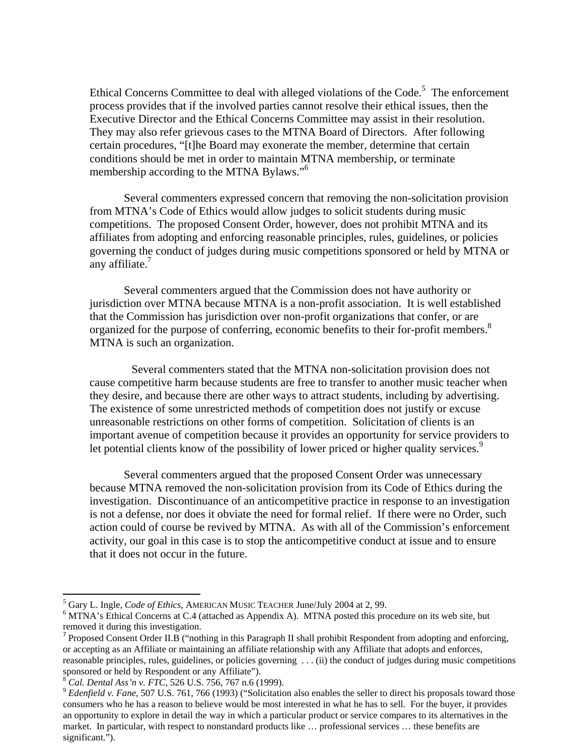Ethical Concerns Committee to deal with alleged violations of the Code.[5] The enforcement process provides that if the involved parties cannot resolve their ethical issues, then the Executive Director and the Ethical Concerns Committee may assist in their resolution. They may also refer grievous cases to the MTNA Board of Directors. After following certain procedures, "[t]he Board may exonerate the member, determine that certain conditions should be met in order to maintain MTNA membership, or terminate membership according to the MTNA Bylaws."[6]

Several commenters expressed concern that removing the non-solicitation provision from MTNA's Code of Ethics would allow judges to solicit students during music competitions. The proposed Consent Order, however, does not prohibit MTNA and its affiliates from adopting and enforcing reasonable principles, rules, guidelines, or policies governing the conduct of judges during music competitions sponsored or held by MTNA or any affiliate.[7]

Several commenters argued that the Commission does not have authority or jurisdiction over MTNA because MTNA is a non-profit association. It is well established that the Commission has jurisdiction over non-profit organizations that confer, or are organized for the purpose of conferring, economic benefits to their for-profit members.[8] MTNA is such an organization.

Several commenters stated that the MTNA non-solicitation provision does not cause competitive harm because students are free to transfer to another music teacher when they desire, and because there are other ways to attract students, including by advertising. The existence of some unrestricted methods of competition does not justify or excuse unreasonable restrictions on other forms of competition. Solicitation of clients is an important avenue of competition because it provides an opportunity for service providers to let potential clients know of the possibility of lower priced or higher quality services.[9]

Several commenters argued that the proposed Consent Order was unnecessary because MTNA removed the non-solicitation provision from its Code of Ethics during the investigation. Discontinuance of an anticompetitive practice in response to an investigation is not a defense, nor does it obviate the need for formal relief. If there were no Order, such action could of course be revived by MTNA. As with all of the Commission's enforcement activity, our goal in this case is to stop the anticompetitive conduct at issue and to ensure that it does not occur in the future.

---

[5] Gary L. Ingle, *Code of Ethics*, AMERICAN MUSIC TEACHER June/July 2004 at 2, 99.

[6] MTNA's Ethical Concerns at C.4 (attached as Appendix A). MTNA posted this procedure on its web site, but removed it during this investigation.

[7] Proposed Consent Order II.B ("nothing in this Paragraph II shall prohibit Respondent from adopting and enforcing, or accepting as an Affiliate or maintaining an affiliate relationship with any Affiliate that adopts and enforces, reasonable principles, rules, guidelines, or policies governing . . . (ii) the conduct of judges during music competitions sponsored or held by Respondent or any Affiliate").

[8] *Cal. Dental Ass'n v. FTC*, 526 U.S. 756, 767 n.6 (1999).

[9] *Edenfield v. Fane*, 507 U.S. 761, 766 (1993) ("Solicitation also enables the seller to direct his proposals toward those consumers who he has a reason to believe would be most interested in what he has to sell. For the buyer, it provides an opportunity to explore in detail the way in which a particular product or service compares to its alternatives in the market. In particular, with respect to nonstandard products like … professional services … these benefits are significant.").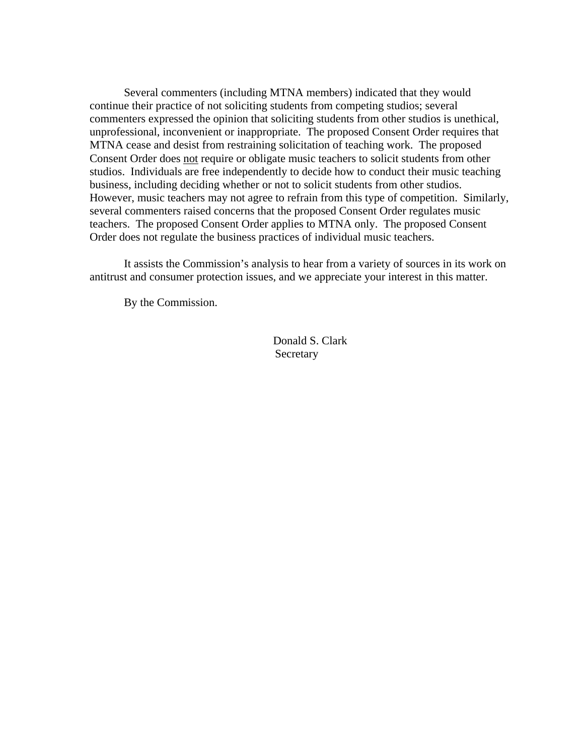Several commenters (including MTNA members) indicated that they would continue their practice of not soliciting students from competing studios; several commenters expressed the opinion that soliciting students from other studios is unethical, unprofessional, inconvenient or inappropriate. The proposed Consent Order requires that MTNA cease and desist from restraining solicitation of teaching work. The proposed Consent Order does <u>not</u> require or obligate music teachers to solicit students from other studios. Individuals are free independently to decide how to conduct their music teaching business, including deciding whether or not to solicit students from other studios. However, music teachers may not agree to refrain from this type of competition. Similarly, several commenters raised concerns that the proposed Consent Order regulates music teachers. The proposed Consent Order applies to MTNA only. The proposed Consent Order does not regulate the business practices of individual music teachers.

It assists the Commission's analysis to hear from a variety of sources in its work on antitrust and consumer protection issues, and we appreciate your interest in this matter.

By the Commission.

Donald S. Clark
Secretary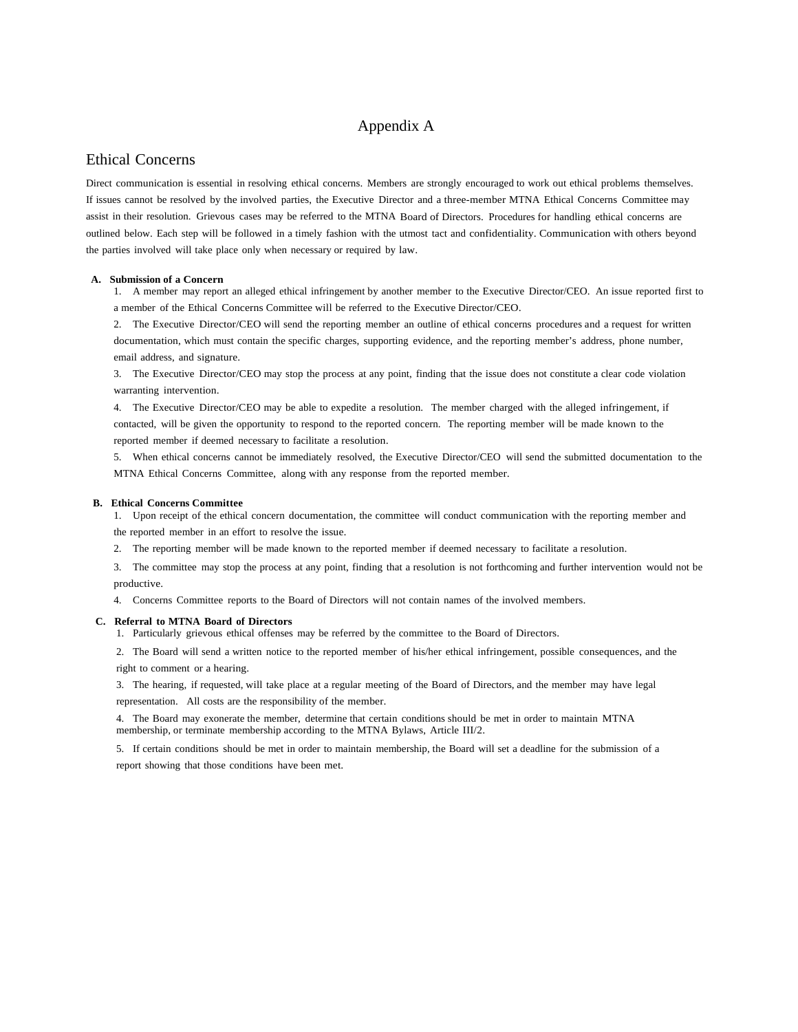# Appendix A

## Ethical Concerns

Direct communication is essential in resolving ethical concerns. Members are strongly encouraged to work out ethical problems themselves. If issues cannot be resolved by the involved parties, the Executive Director and a three-member MTNA Ethical Concerns Committee may assist in their resolution. Grievous cases may be referred to the MTNA Board of Directors. Procedures for handling ethical concerns are outlined below. Each step will be followed in a timely fashion with the utmost tact and confidentiality. Communication with others beyond the parties involved will take place only when necessary or required by law.

**A. Submission of a Concern**

1. A member may report an alleged ethical infringement by another member to the Executive Director/CEO. An issue reported first to a member of the Ethical Concerns Committee will be referred to the Executive Director/CEO.
2. The Executive Director/CEO will send the reporting member an outline of ethical concerns procedures and a request for written documentation, which must contain the specific charges, supporting evidence, and the reporting member's address, phone number, email address, and signature.
3. The Executive Director/CEO may stop the process at any point, finding that the issue does not constitute a clear code violation warranting intervention.
4. The Executive Director/CEO may be able to expedite a resolution. The member charged with the alleged infringement, if contacted, will be given the opportunity to respond to the reported concern. The reporting member will be made known to the reported member if deemed necessary to facilitate a resolution.
5. When ethical concerns cannot be immediately resolved, the Executive Director/CEO will send the submitted documentation to the MTNA Ethical Concerns Committee, along with any response from the reported member.

**B. Ethical Concerns Committee**

1. Upon receipt of the ethical concern documentation, the committee will conduct communication with the reporting member and the reported member in an effort to resolve the issue.
2. The reporting member will be made known to the reported member if deemed necessary to facilitate a resolution.
3. The committee may stop the process at any point, finding that a resolution is not forthcoming and further intervention would not be productive.
4. Concerns Committee reports to the Board of Directors will not contain names of the involved members.

**C. Referral to MTNA Board of Directors**

1. Particularly grievous ethical offenses may be referred by the committee to the Board of Directors.
2. The Board will send a written notice to the reported member of his/her ethical infringement, possible consequences, and the right to comment or a hearing.
3. The hearing, if requested, will take place at a regular meeting of the Board of Directors, and the member may have legal representation. All costs are the responsibility of the member.
4. The Board may exonerate the member, determine that certain conditions should be met in order to maintain MTNA membership, or terminate membership according to the MTNA Bylaws, Article III/2.
5. If certain conditions should be met in order to maintain membership, the Board will set a deadline for the submission of a report showing that those conditions have been met.